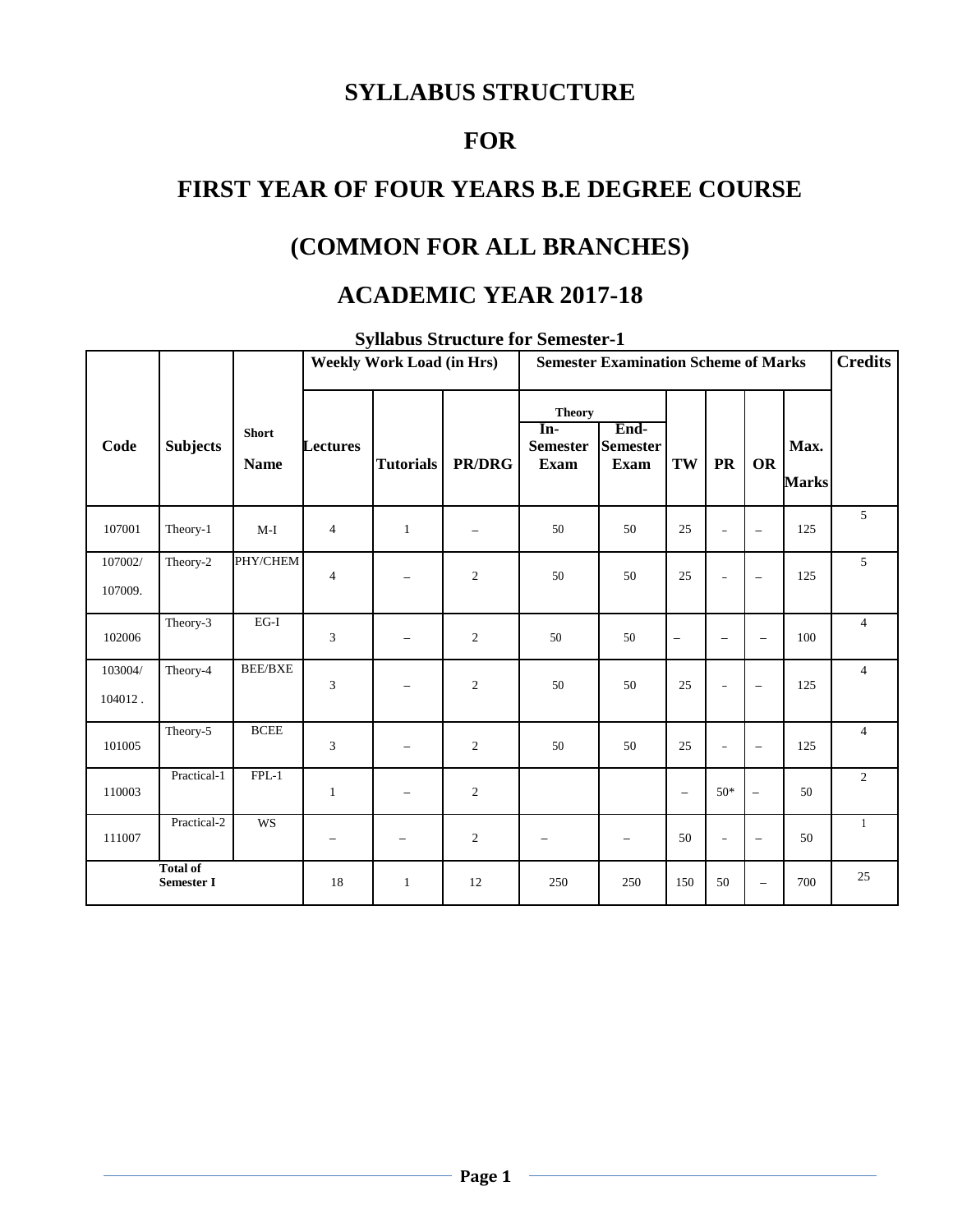# SYLLABUS STRUCTURE

# FOR

# FIRST YEAR OF FOUR YEARS B.E DEGREE COURSE

# (COMMON FOR ALL BRANCHES)

# ACADEMIC YEAR 2017-18

### Syllabus Structure for Semester-1

| Code | Subjects | Short Name | Weekly Work Load (in Hrs) | | | Semester Examination Scheme of Marks | | | | | | Credits |
|---|---|---|---|---|---|---|---|---|---|---|---|---|
| | | | Lectures | Tutorials | PR/DRG | Theory In-Semester Exam | Theory End-Semester Exam | TW | PR | OR | Max. Marks | |
| 107001 | Theory-1 | M-I | 4 | 1 | – | 50 | 50 | 25 | – | – | 125 | 5 |
| 107002/ 107009. | Theory-2 | PHY/CHEM | 4 | – | 2 | 50 | 50 | 25 | – | – | 125 | 5 |
| 102006 | Theory-3 | EG-I | 3 | – | 2 | 50 | 50 | – | – | – | 100 | 4 |
| 103004/ 104012 . | Theory-4 | BEE/BXE | 3 | – | 2 | 50 | 50 | 25 | – | – | 125 | 4 |
| 101005 | Theory-5 | BCEE | 3 | – | 2 | 50 | 50 | 25 | – | – | 125 | 4 |
| 110003 | Practical-1 | FPL-1 | 1 | – | 2 | | | – | 50* | – | 50 | 2 |
| 111007 | Practical-2 | WS | – | – | 2 | – | – | 50 | – | – | 50 | 1 |
| Total of Semester I | | | 18 | 1 | 12 | 250 | 250 | 150 | 50 | – | 700 | 25 |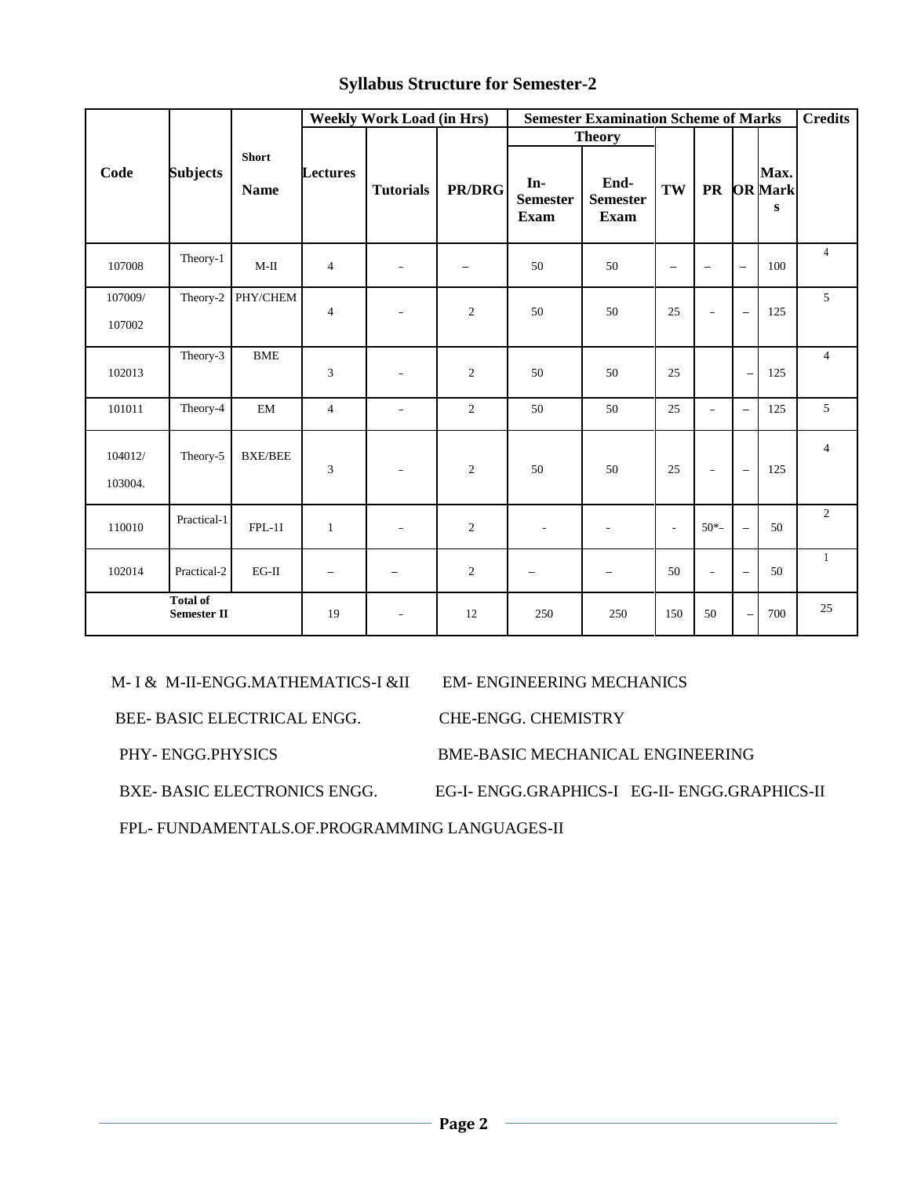# Syllabus Structure for Semester-2

| Code | Subjects | Short Name | Weekly Work Load (in Hrs) | | | Semester Examination Scheme of Marks | | | | | | Credits |
|---|---|---|---|---|---|---|---|---|---|---|---|---|
| | | | | | | Theory | | | | | | |
| | | | Lectures | Tutorials | PR/DRG | In-Semester Exam | End-Semester Exam | TW | PR | OR | Max. Marks | |
| 107008 | Theory-1 | M-II | 4 | – | – | 50 | 50 | – | – | – | 100 | 4 |
| 107009/ 107002 | Theory-2 | PHY/CHEM | 4 | – | 2 | 50 | 50 | 25 | – | – | 125 | 5 |
| 102013 | Theory-3 | BME | 3 | – | 2 | 50 | 50 | 25 | | – | 125 | 4 |
| 101011 | Theory-4 | EM | 4 | – | 2 | 50 | 50 | 25 | – | – | 125 | 5 |
| 104012/ 103004. | Theory-5 | BXE/BEE | 3 | – | 2 | 50 | 50 | 25 | – | – | 125 | 4 |
| 110010 | Practical-1 | FPL-1I | 1 | – | 2 | - | - | - | 50*- | – | 50 | 2 |
| 102014 | Practical-2 | EG-II | – | – | 2 | – | – | 50 | – | – | 50 | 1 |
| Total of Semester II | | | 19 | – | 12 | 250 | 250 | 150 | 50 | – | 700 | 25 |

M- I & M-II-ENGG.MATHEMATICS-I &II

EM- ENGINEERING MECHANICS

BEE- BASIC ELECTRICAL ENGG.

CHE-ENGG. CHEMISTRY

PHY- ENGG.PHYSICS

BME-BASIC MECHANICAL ENGINEERING

BXE- BASIC ELECTRONICS ENGG.

EG-I- ENGG.GRAPHICS-I EG-II- ENGG.GRAPHICS-II

FPL- FUNDAMENTALS.OF.PROGRAMMING LANGUAGES-II